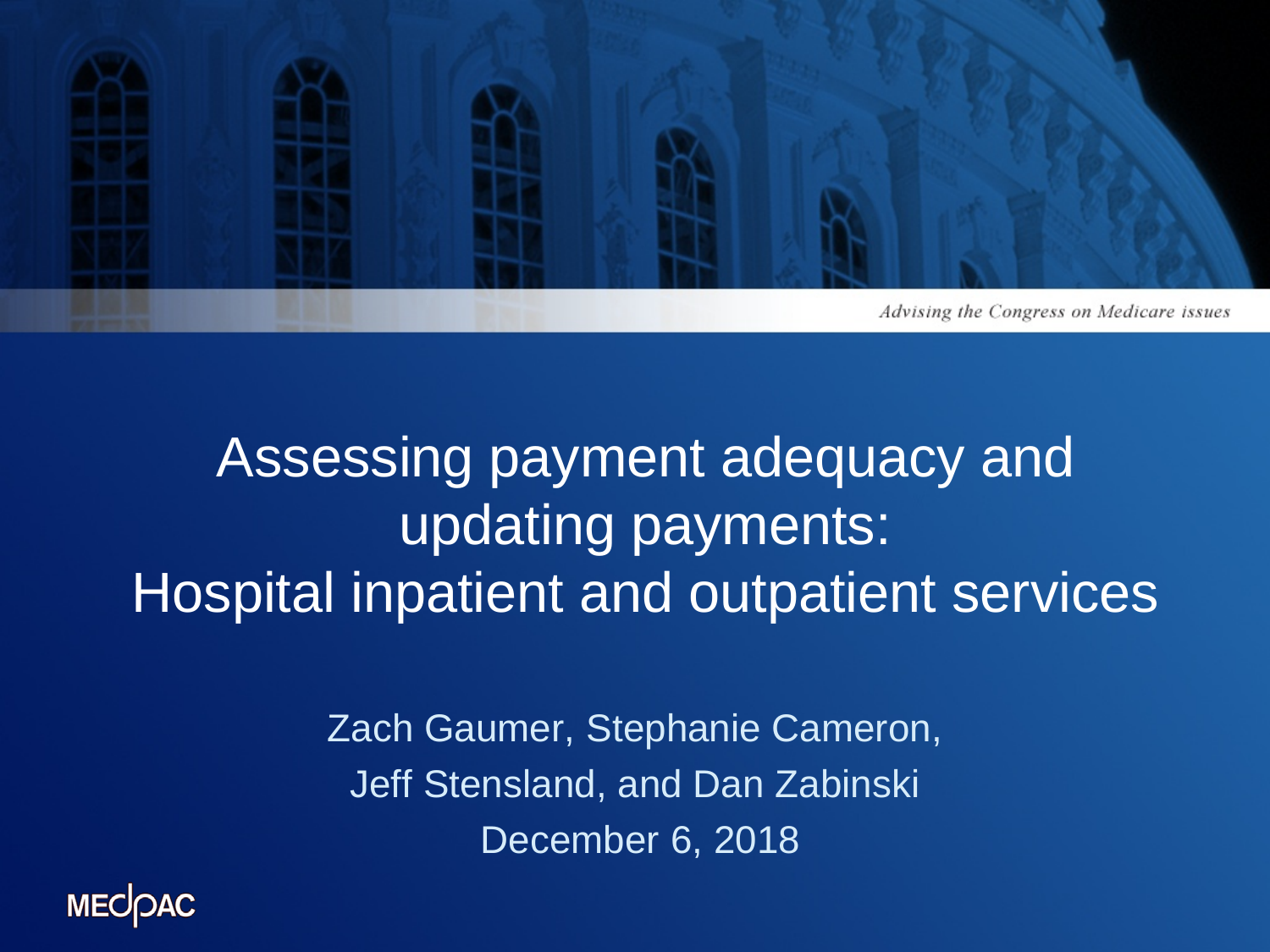*Advising the Congress on Medicare issues*

# Assessing payment adequacy and updating payments: Hospital inpatient and outpatient services

Zach Gaumer, Stephanie Cameron, Jeff Stensland, and Dan Zabinski

December 6, 2018

MEDPAC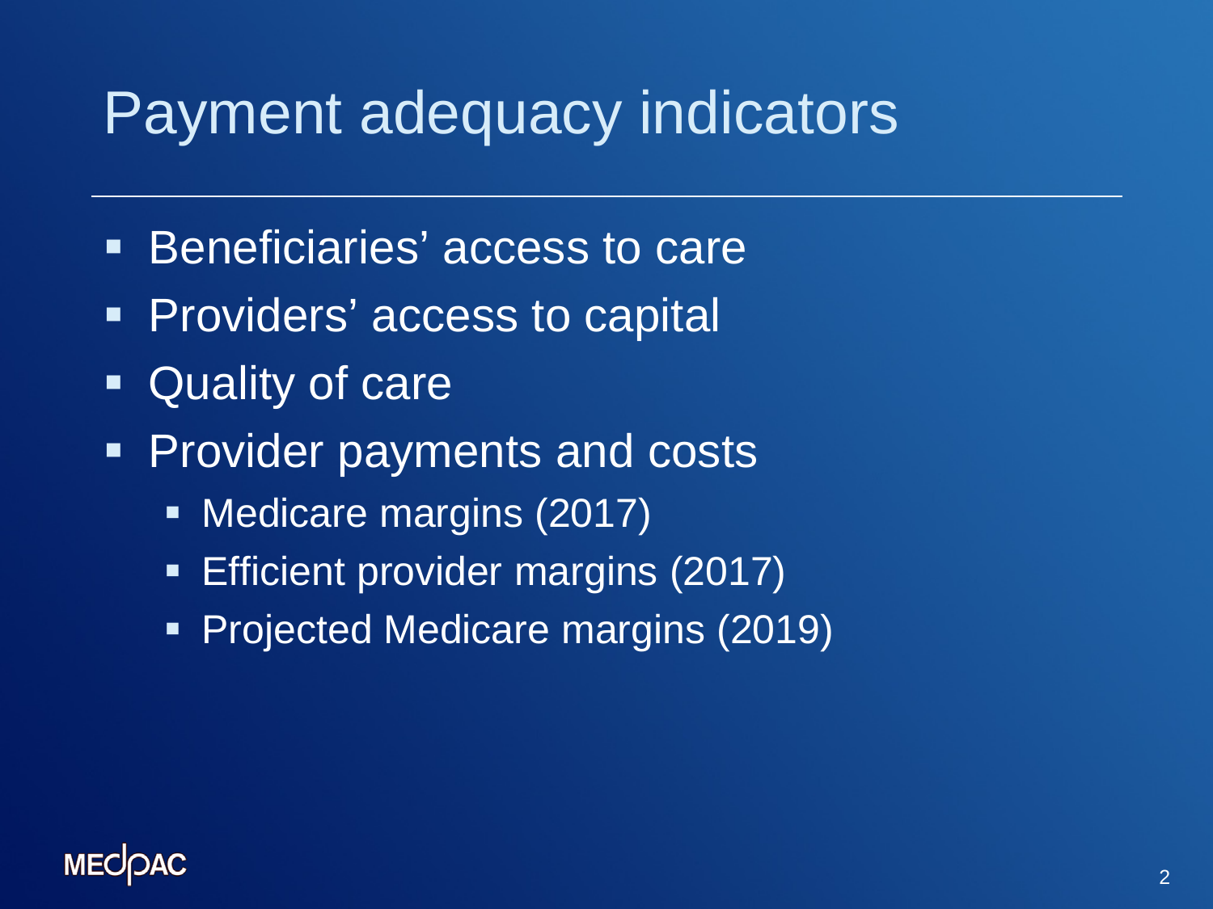# Payment adequacy indicators

- Beneficiaries' access to care
- Providers' access to capital
- Quality of care
- Provider payments and costs
  - Medicare margins (2017)
  - Efficient provider margins (2017)
  - Projected Medicare margins (2019)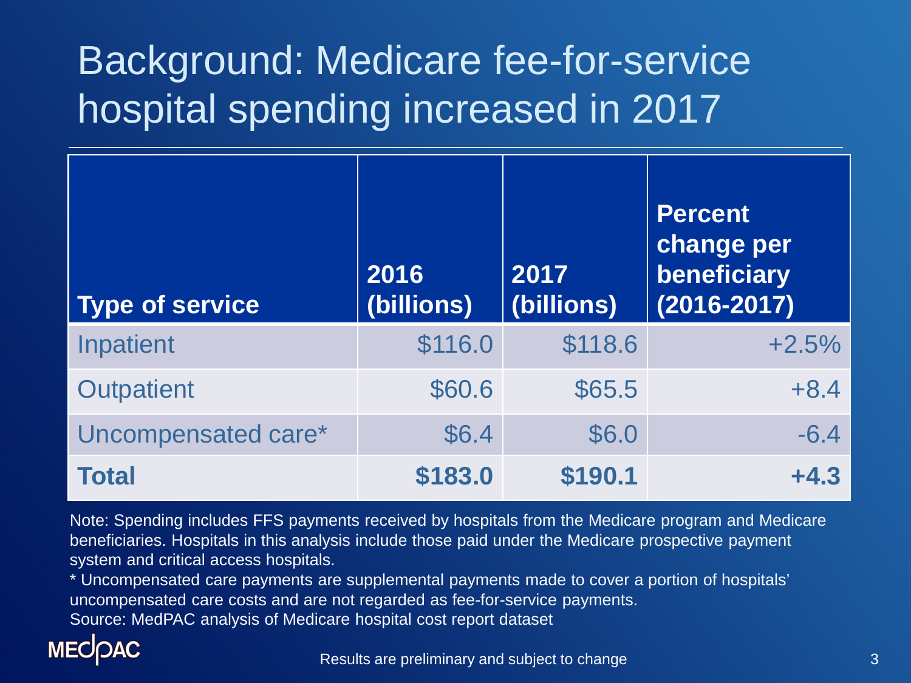# Background: Medicare fee-for-service hospital spending increased in 2017

| Type of service | 2016 (billions) | 2017 (billions) | Percent change per beneficiary (2016-2017) |
|---|---|---|---|
| Inpatient | $116.0 | $118.6 | +2.5% |
| Outpatient | $60.6 | $65.5 | +8.4 |
| Uncompensated care* | $6.4 | $6.0 | -6.4 |
| **Total** | **$183.0** | **$190.1** | **+4.3** |

Note: Spending includes FFS payments received by hospitals from the Medicare program and Medicare beneficiaries. Hospitals in this analysis include those paid under the Medicare prospective payment system and critical access hospitals.

* Uncompensated care payments are supplemental payments made to cover a portion of hospitals' uncompensated care costs and are not regarded as fee-for-service payments.

Source: MedPAC analysis of Medicare hospital cost report dataset

Results are preliminary and subject to change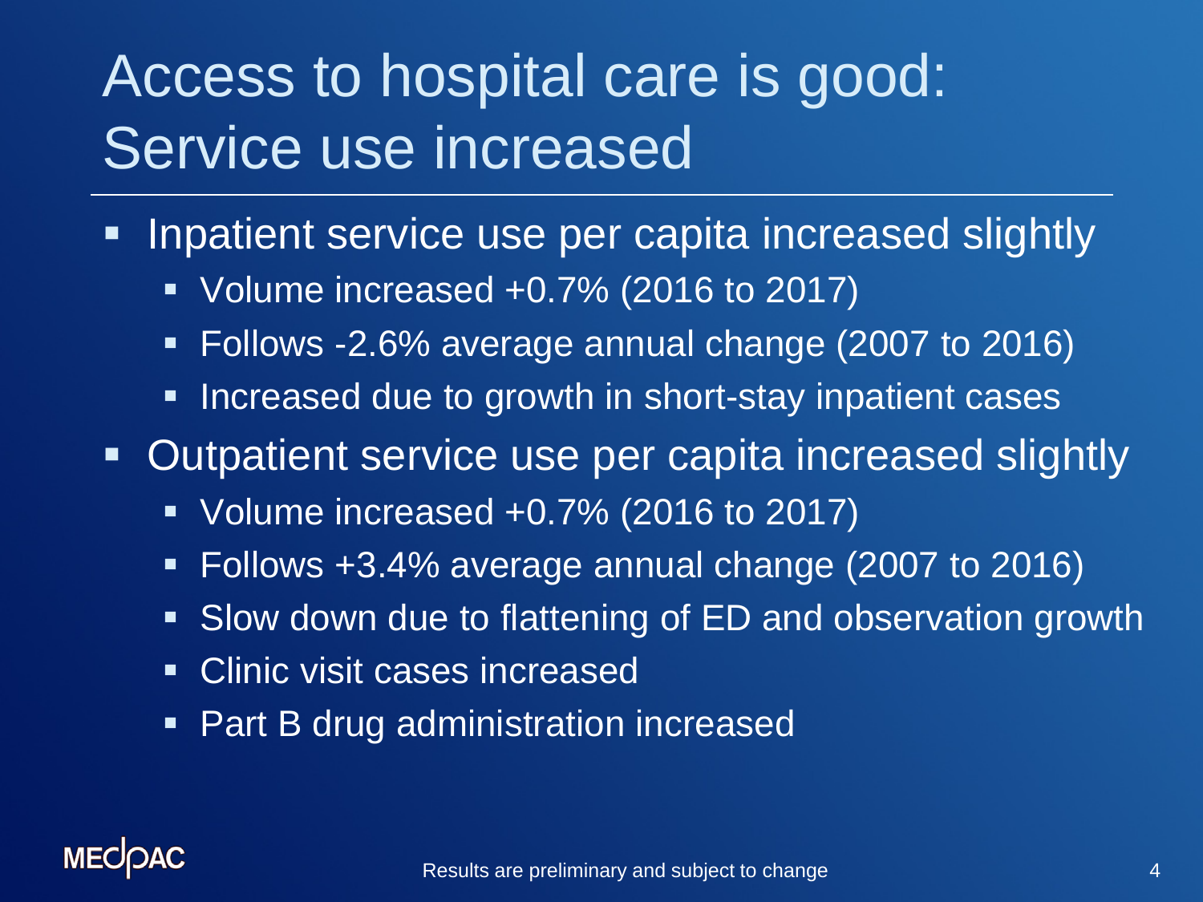# Access to hospital care is good: Service use increased

- Inpatient service use per capita increased slightly
  - Volume increased +0.7% (2016 to 2017)
  - Follows -2.6% average annual change (2007 to 2016)
  - Increased due to growth in short-stay inpatient cases
- Outpatient service use per capita increased slightly
  - Volume increased +0.7% (2016 to 2017)
  - Follows +3.4% average annual change (2007 to 2016)
  - Slow down due to flattening of ED and observation growth
  - Clinic visit cases increased
  - Part B drug administration increased

MEDPAC

Results are preliminary and subject to change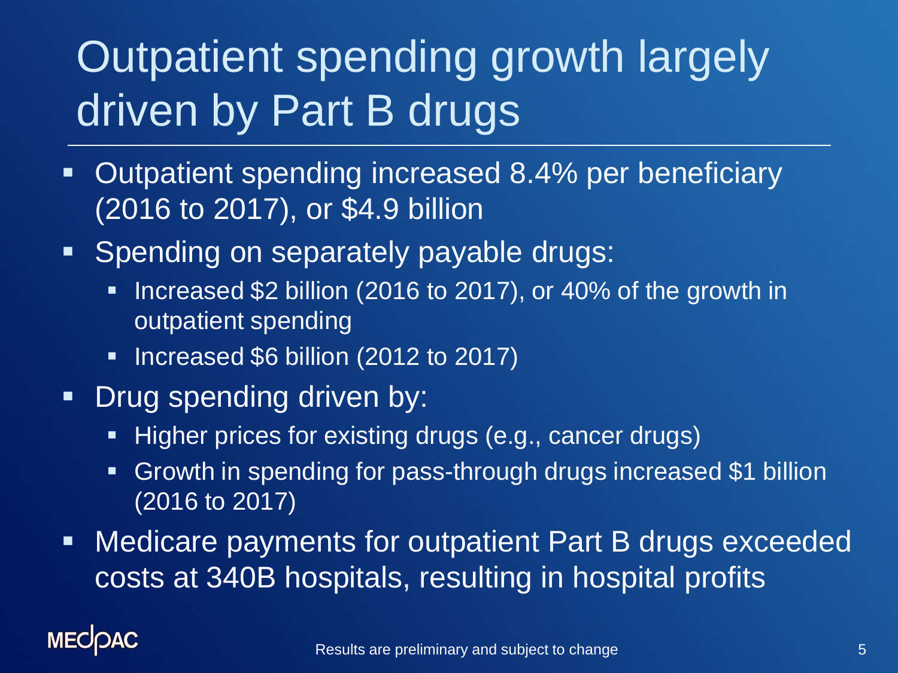# Outpatient spending growth largely driven by Part B drugs

- Outpatient spending increased 8.4% per beneficiary (2016 to 2017), or $4.9 billion
- Spending on separately payable drugs:
  - Increased $2 billion (2016 to 2017), or 40% of the growth in outpatient spending
  - Increased $6 billion (2012 to 2017)
- Drug spending driven by:
  - Higher prices for existing drugs (e.g., cancer drugs)
  - Growth in spending for pass-through drugs increased $1 billion (2016 to 2017)
- Medicare payments for outpatient Part B drugs exceeded costs at 340B hospitals, resulting in hospital profits

Results are preliminary and subject to change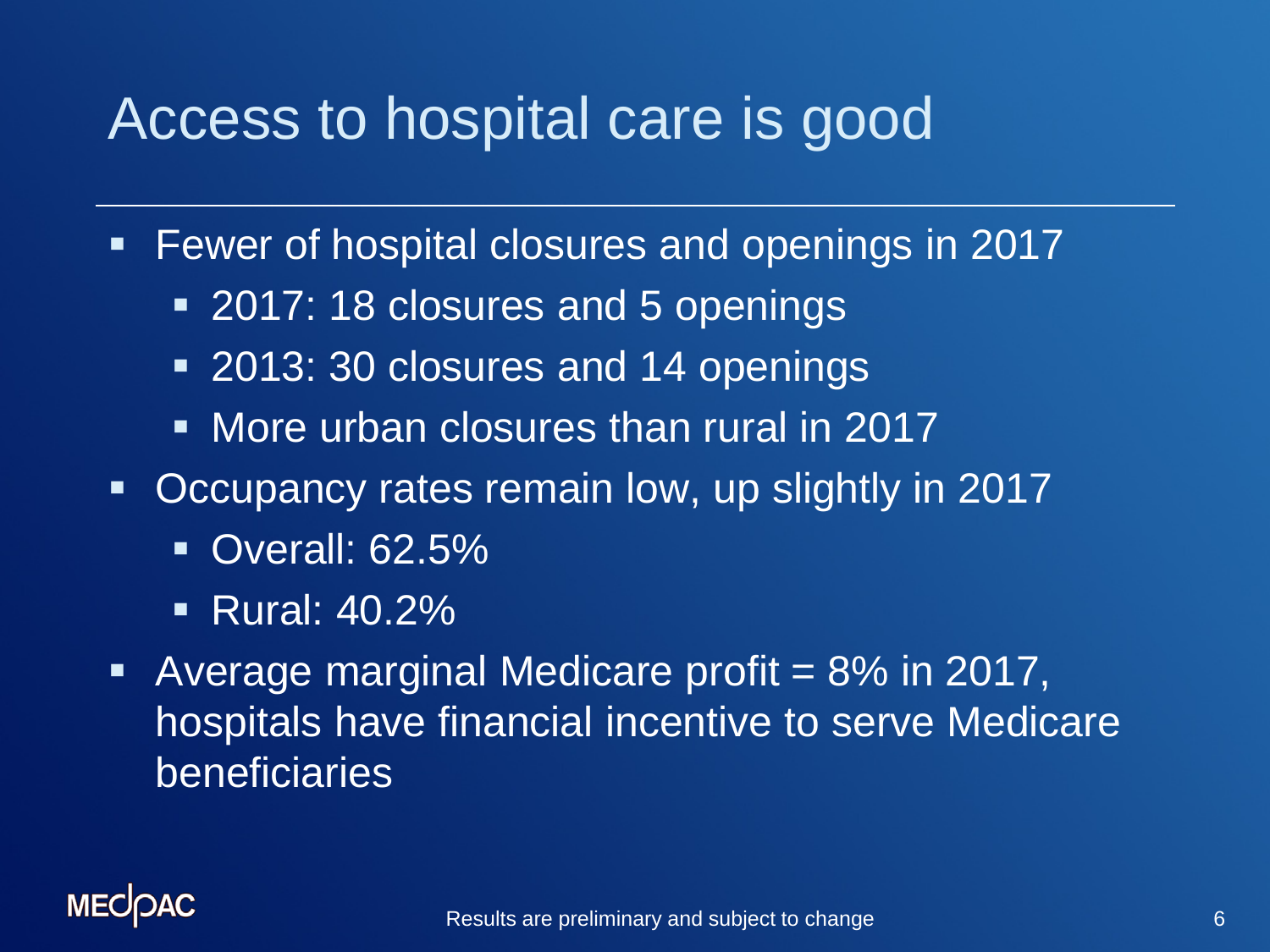# Access to hospital care is good

- Fewer of hospital closures and openings in 2017
  - 2017: 18 closures and 5 openings
  - 2013: 30 closures and 14 openings
  - More urban closures than rural in 2017
- Occupancy rates remain low, up slightly in 2017
  - Overall: 62.5%
  - Rural: 40.2%
- Average marginal Medicare profit = 8% in 2017, hospitals have financial incentive to serve Medicare beneficiaries

Results are preliminary and subject to change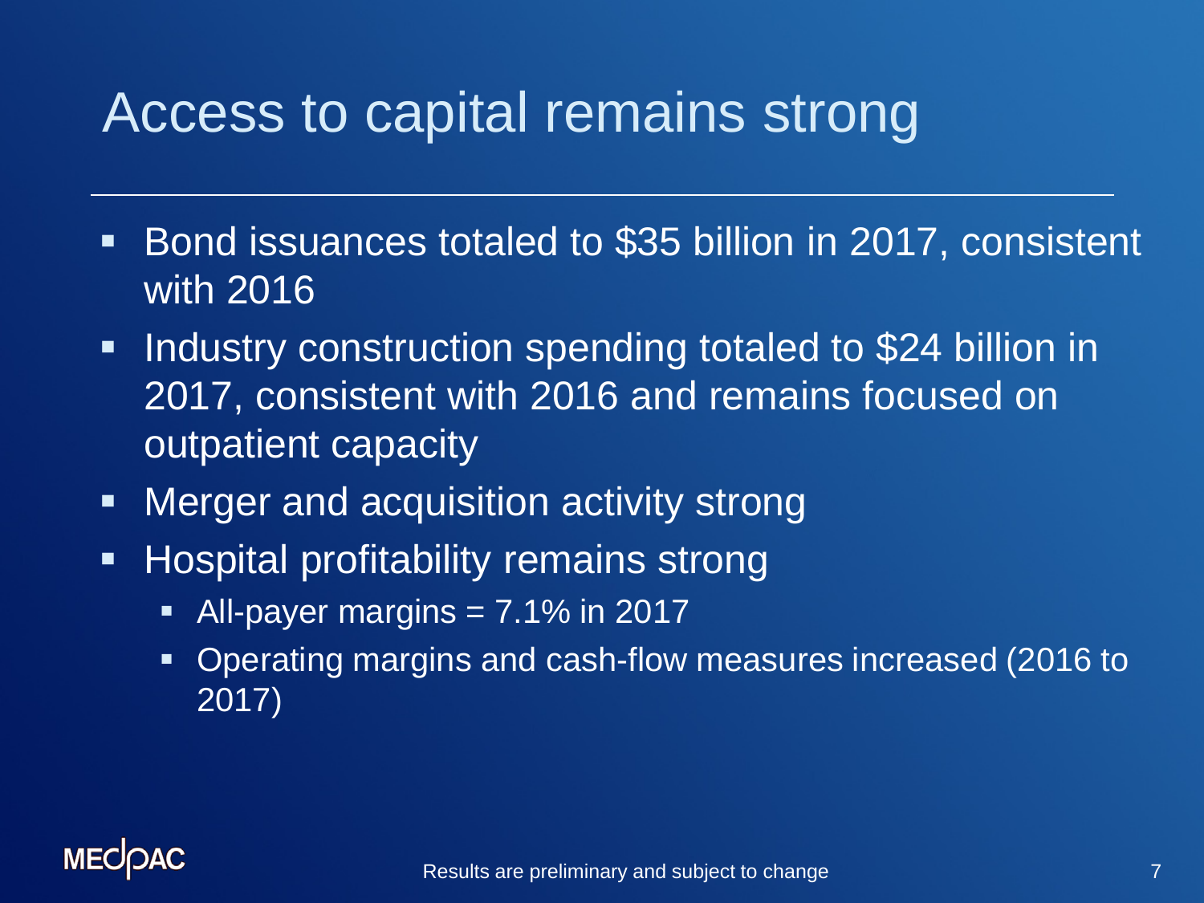# Access to capital remains strong

- Bond issuances totaled to $35 billion in 2017, consistent with 2016
- Industry construction spending totaled to $24 billion in 2017, consistent with 2016 and remains focused on outpatient capacity
- Merger and acquisition activity strong
- Hospital profitability remains strong
  - All-payer margins = 7.1% in 2017
  - Operating margins and cash-flow measures increased (2016 to 2017)

Results are preliminary and subject to change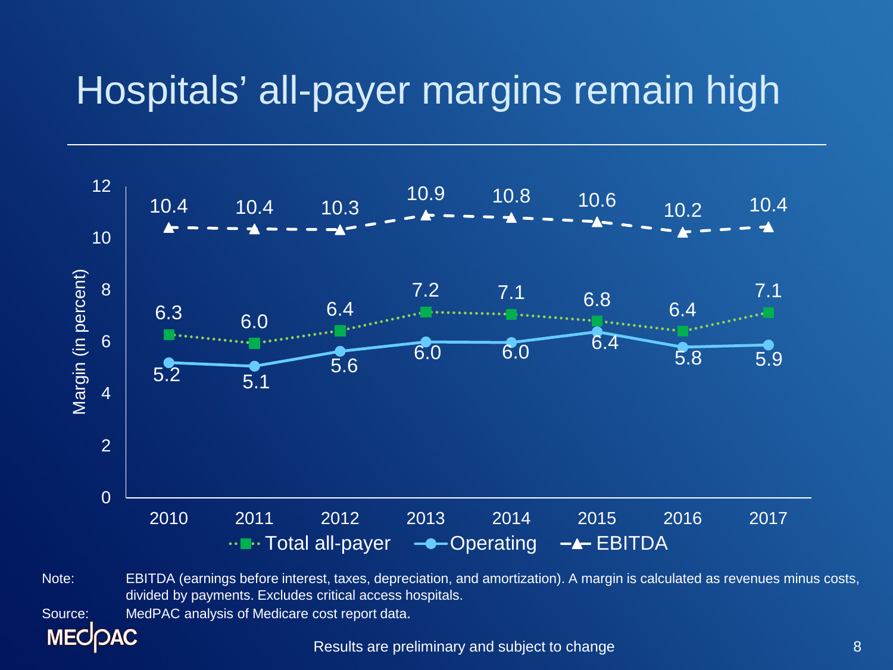# Hospitals' all-payer margins remain high

| Year | Total all-payer | Operating | EBITDA |
|---|---|---|---|
| 2010 | 6.3 | 5.2 | 10.4 |
| 2011 | 6.0 | 5.1 | 10.4 |
| 2012 | 6.4 | 5.6 | 10.3 |
| 2013 | 7.2 | 6.0 | 10.9 |
| 2014 | 7.1 | 6.0 | 10.8 |
| 2015 | 6.8 | 6.4 | 10.6 |
| 2016 | 6.4 | 5.8 | 10.2 |
| 2017 | 7.1 | 5.9 | 10.4 |

Margin (in percent)

Note: EBITDA (earnings before interest, taxes, depreciation, and amortization). A margin is calculated as revenues minus costs, divided by payments. Excludes critical access hospitals.

Source: MedPAC analysis of Medicare cost report data.

Results are preliminary and subject to change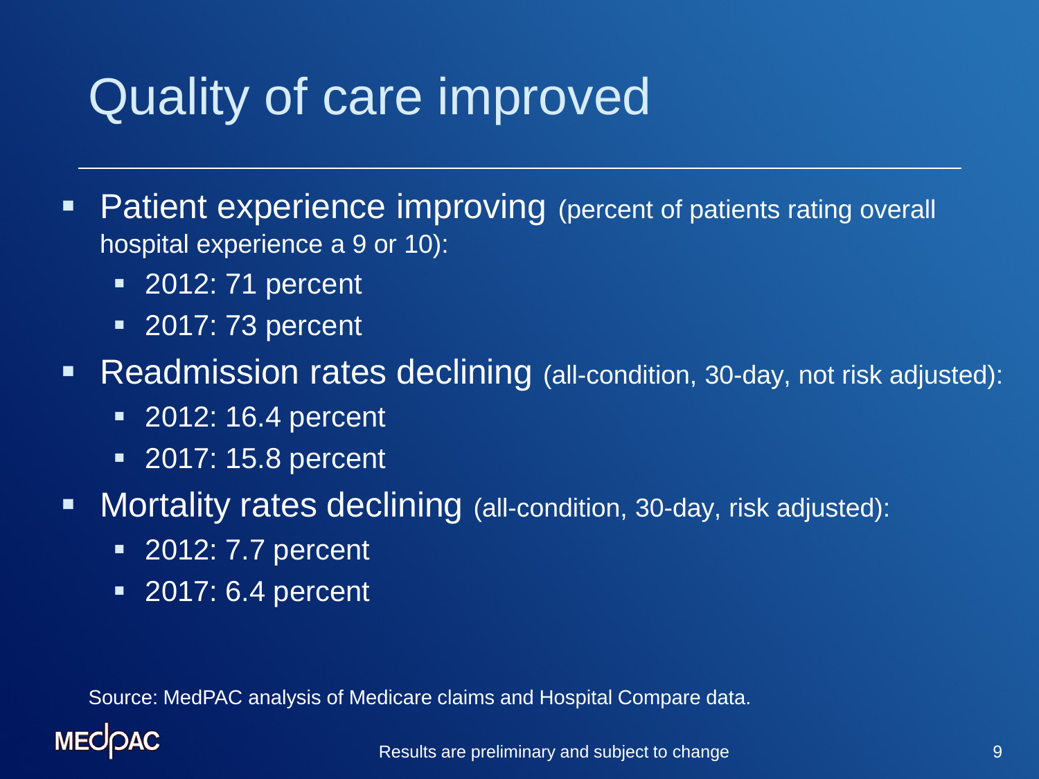# Quality of care improved

- Patient experience improving (percent of patients rating overall hospital experience a 9 or 10):
  - 2012: 71 percent
  - 2017: 73 percent
- Readmission rates declining (all-condition, 30-day, not risk adjusted):
  - 2012: 16.4 percent
  - 2017: 15.8 percent
- Mortality rates declining (all-condition, 30-day, risk adjusted):
  - 2012: 7.7 percent
  - 2017: 6.4 percent

Source: MedPAC analysis of Medicare claims and Hospital Compare data.

Results are preliminary and subject to change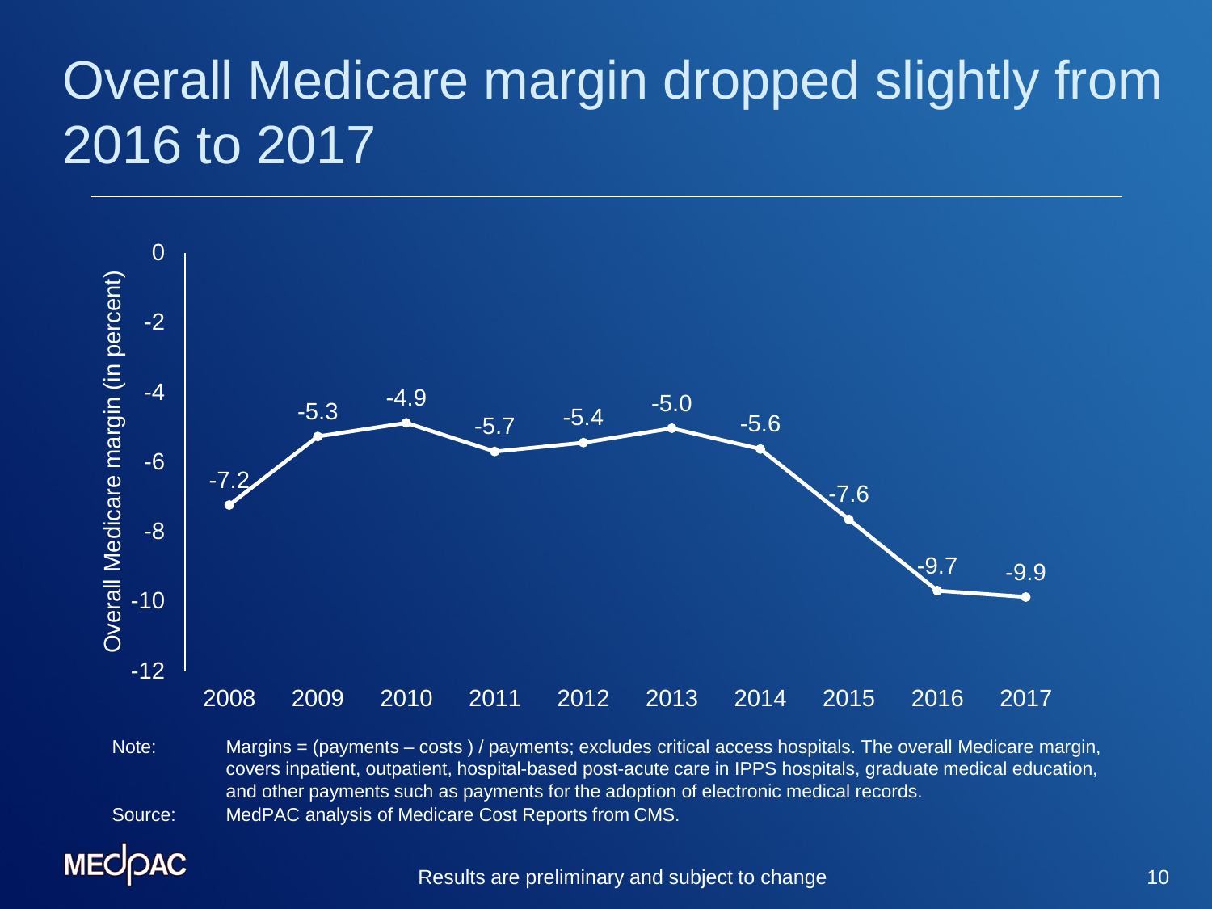# Overall Medicare margin dropped slightly from 2016 to 2017

| Year | Overall Medicare margin (in percent) |
|---|---|
| 2008 | -7.2 |
| 2009 | -5.3 |
| 2010 | -4.9 |
| 2011 | -5.7 |
| 2012 | -5.4 |
| 2013 | -5.0 |
| 2014 | -5.6 |
| 2015 | -7.6 |
| 2016 | -9.7 |
| 2017 | -9.9 |

Note: Margins = (payments – costs ) / payments; excludes critical access hospitals. The overall Medicare margin, covers inpatient, outpatient, hospital-based post-acute care in IPPS hospitals, graduate medical education, and other payments such as payments for the adoption of electronic medical records.

Source: MedPAC analysis of Medicare Cost Reports from CMS.

Results are preliminary and subject to change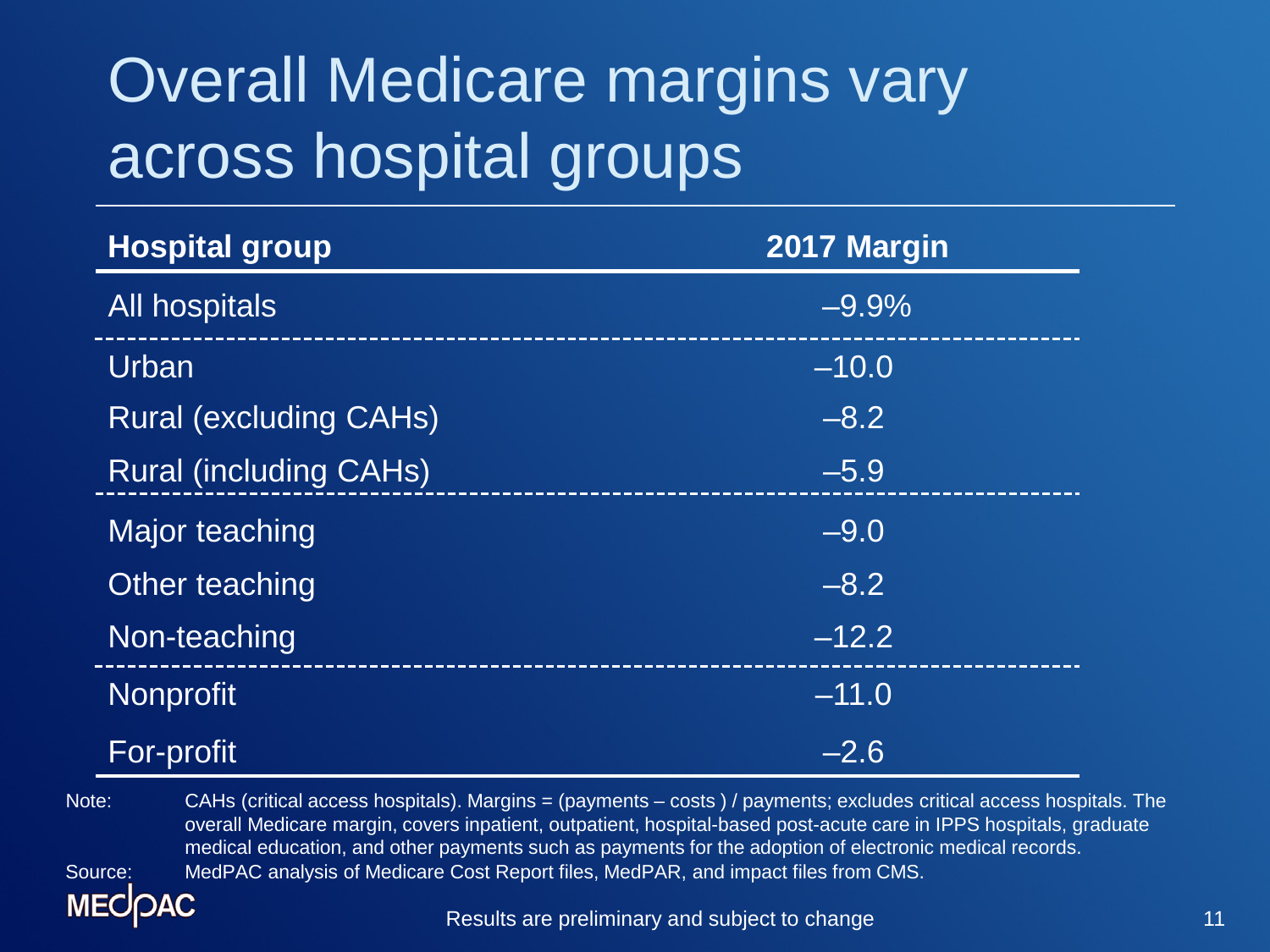# Overall Medicare margins vary across hospital groups

| Hospital group | 2017 Margin |
|---|---|
| All hospitals | –9.9% |
| Urban | –10.0 |
| Rural (excluding CAHs) | –8.2 |
| Rural (including CAHs) | –5.9 |
| Major teaching | –9.0 |
| Other teaching | –8.2 |
| Non-teaching | –12.2 |
| Nonprofit | –11.0 |
| For-profit | –2.6 |

Note: CAHs (critical access hospitals). Margins = (payments – costs ) / payments; excludes critical access hospitals. The overall Medicare margin, covers inpatient, outpatient, hospital-based post-acute care in IPPS hospitals, graduate medical education, and other payments such as payments for the adoption of electronic medical records.

Source: MedPAC analysis of Medicare Cost Report files, MedPAR, and impact files from CMS.

Results are preliminary and subject to change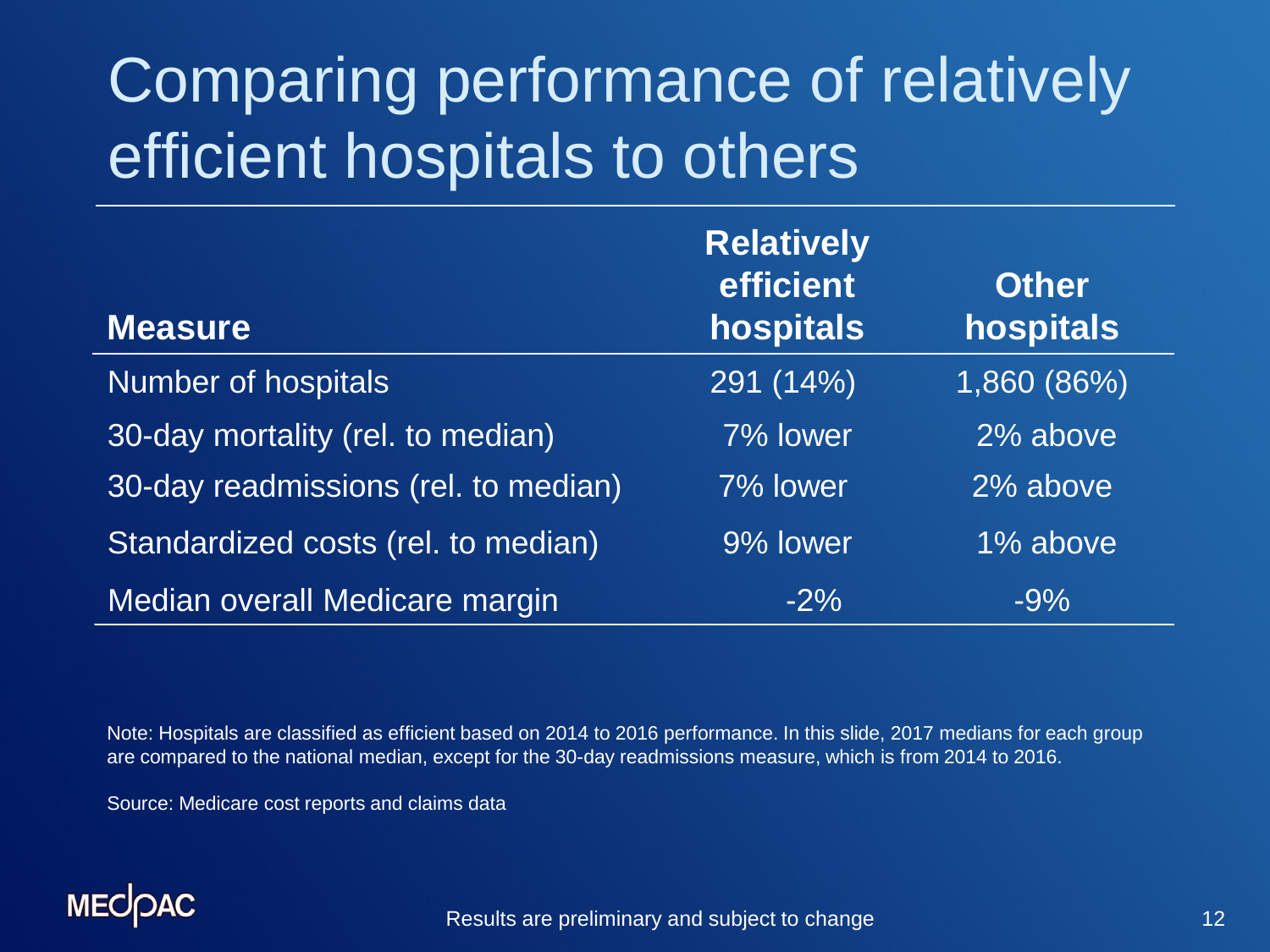# Comparing performance of relatively efficient hospitals to others

| Measure | Relatively efficient hospitals | Other hospitals |
|---|---|---|
| Number of hospitals | 291 (14%) | 1,860 (86%) |
| 30-day mortality (rel. to median) | 7% lower | 2% above |
| 30-day readmissions (rel. to median) | 7% lower | 2% above |
| Standardized costs (rel. to median) | 9% lower | 1% above |
| Median overall Medicare margin | -2% | -9% |

Note: Hospitals are classified as efficient based on 2014 to 2016 performance. In this slide, 2017 medians for each group are compared to the national median, except for the 30-day readmissions measure, which is from 2014 to 2016.

Source: Medicare cost reports and claims data

Results are preliminary and subject to change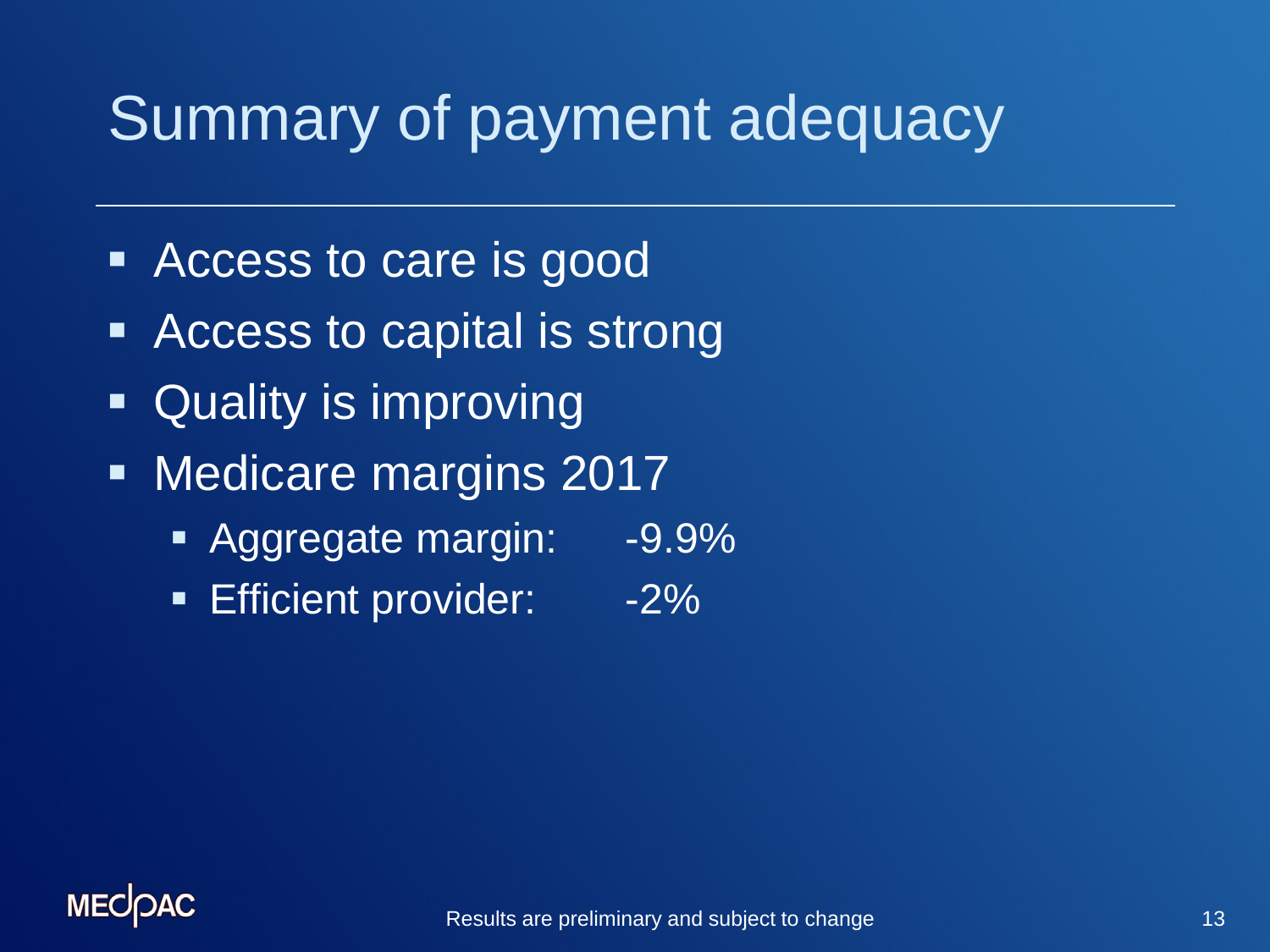# Summary of payment adequacy

- Access to care is good
- Access to capital is strong
- Quality is improving
- Medicare margins 2017
  - Aggregate margin: -9.9%
  - Efficient provider: -2%

Results are preliminary and subject to change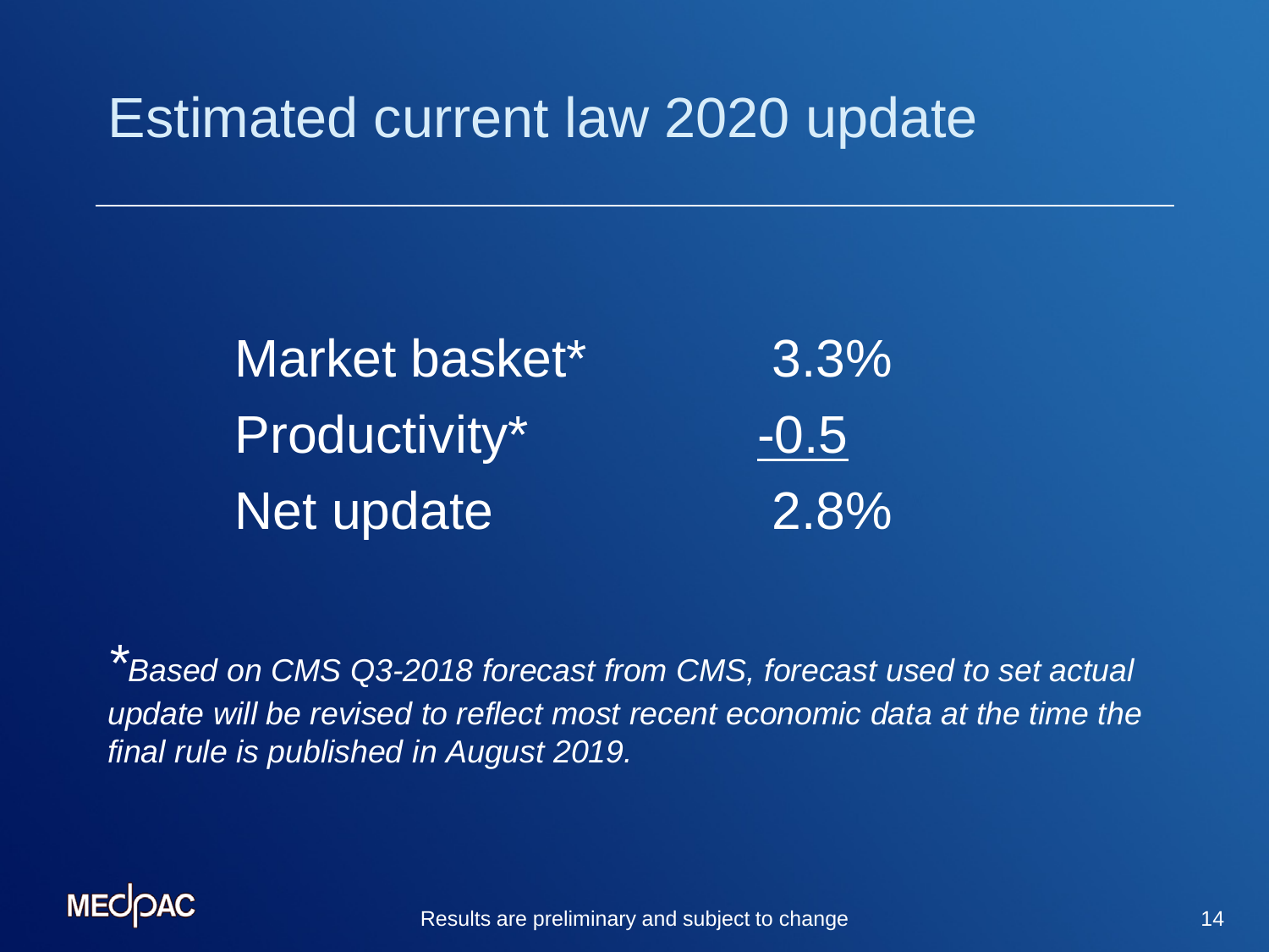# Estimated current law 2020 update

| | |
|---|---|
| Market basket* | 3.3% |
| Productivity* | -0.5 |
| Net update | 2.8% |

**Based on CMS Q3-2018 forecast from CMS, forecast used to set actual update will be revised to reflect most recent economic data at the time the final rule is published in August 2019.*

Results are preliminary and subject to change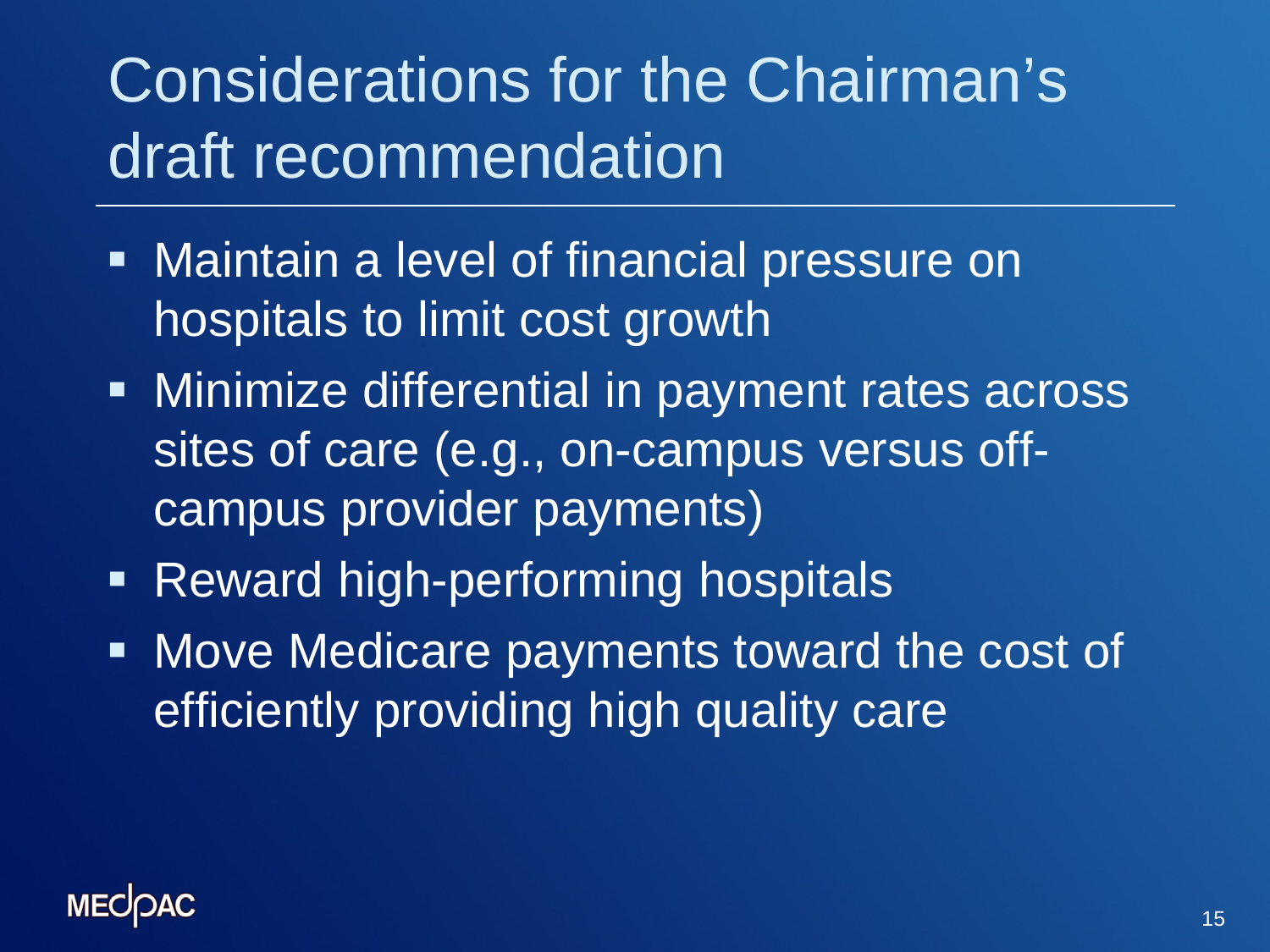# Considerations for the Chairman's draft recommendation

- Maintain a level of financial pressure on hospitals to limit cost growth
- Minimize differential in payment rates across sites of care (e.g., on-campus versus off-campus provider payments)
- Reward high-performing hospitals
- Move Medicare payments toward the cost of efficiently providing high quality care